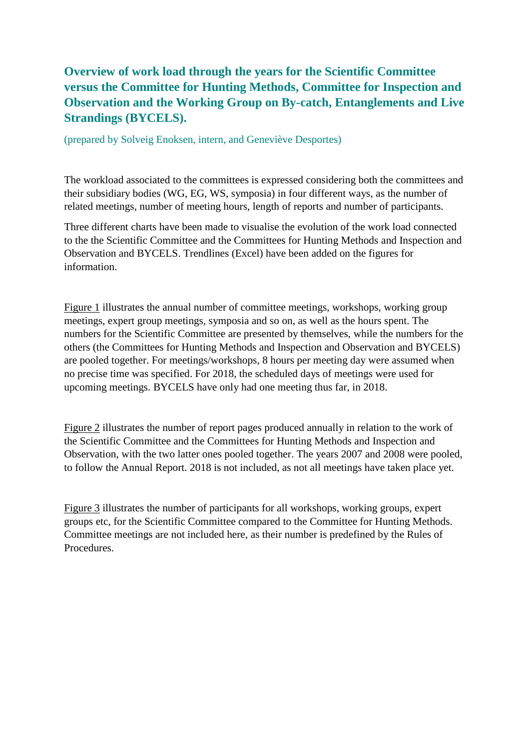# Overview of work load through the years for the Scientific Committee versus the Committee for Hunting Methods, Committee for Inspection and Observation and the Working Group on By-catch, Entanglements and Live Strandings (BYCELS).

(prepared by Solveig Enoksen, intern, and Geneviève Desportes)

The workload associated to the committees is expressed considering both the committees and their subsidiary bodies (WG, EG, WS, symposia) in four different ways, as the number of related meetings, number of meeting hours, length of reports and number of participants.

Three different charts have been made to visualise the evolution of the work load connected to the the Scientific Committee and the Committees for Hunting Methods and Inspection and Observation and BYCELS. Trendlines (Excel) have been added on the figures for information.

Figure 1 illustrates the annual number of committee meetings, workshops, working group meetings, expert group meetings, symposia and so on, as well as the hours spent. The numbers for the Scientific Committee are presented by themselves, while the numbers for the others (the Committees for Hunting Methods and Inspection and Observation and BYCELS) are pooled together. For meetings/workshops, 8 hours per meeting day were assumed when no precise time was specified. For 2018, the scheduled days of meetings were used for upcoming meetings. BYCELS have only had one meeting thus far, in 2018.

Figure 2 illustrates the number of report pages produced annually in relation to the work of the Scientific Committee and the Committees for Hunting Methods and Inspection and Observation, with the two latter ones pooled together. The years 2007 and 2008 were pooled, to follow the Annual Report. 2018 is not included, as not all meetings have taken place yet.

Figure 3 illustrates the number of participants for all workshops, working groups, expert groups etc, for the Scientific Committee compared to the Committee for Hunting Methods. Committee meetings are not included here, as their number is predefined by the Rules of Procedures.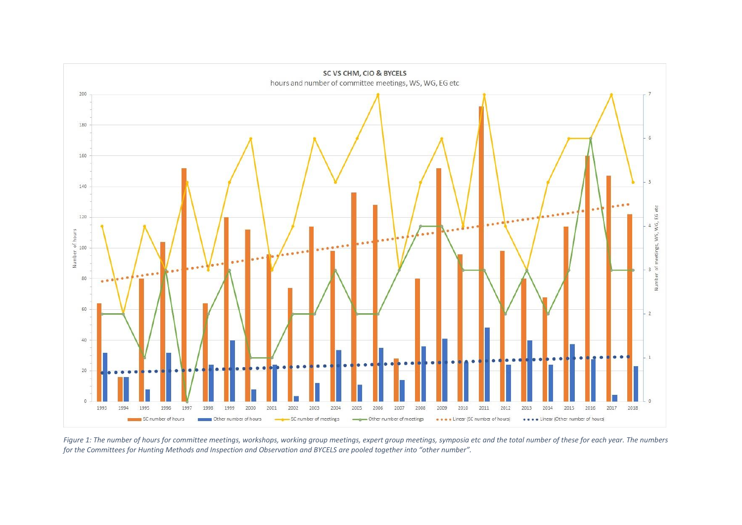*Figure 1: The number of hours for committee meetings, workshops, working group meetings, expert group meetings, symposia etc and the total number of these for each year. The numbers for the Committees for Hunting Methods and Inspection and Observation and BYCELS are pooled together into "other number".*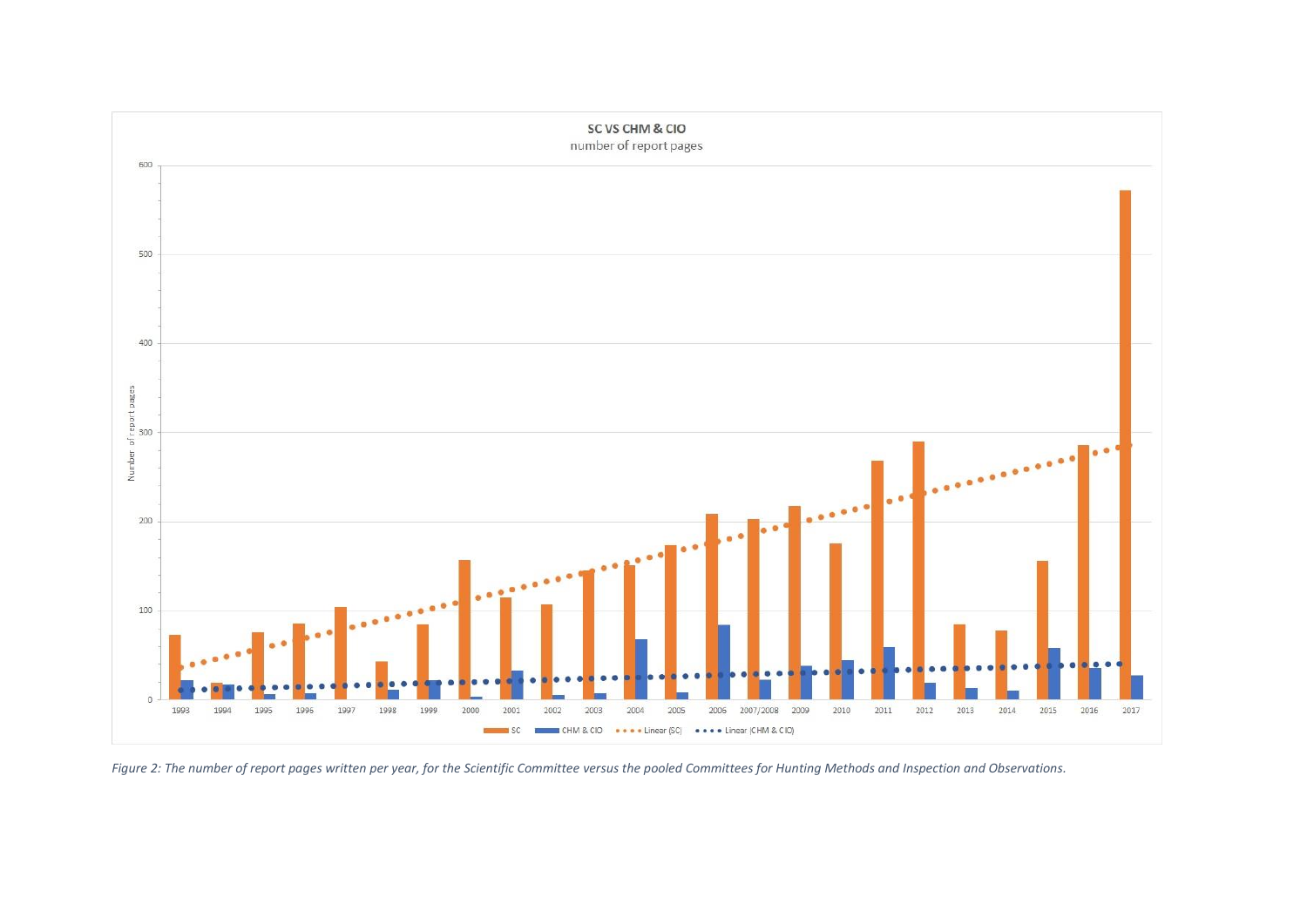**SC VS CHM & CIO**

number of report pages

*Figure 2: The number of report pages written per year, for the Scientific Committee versus the pooled Committees for Hunting Methods and Inspection and Observations.*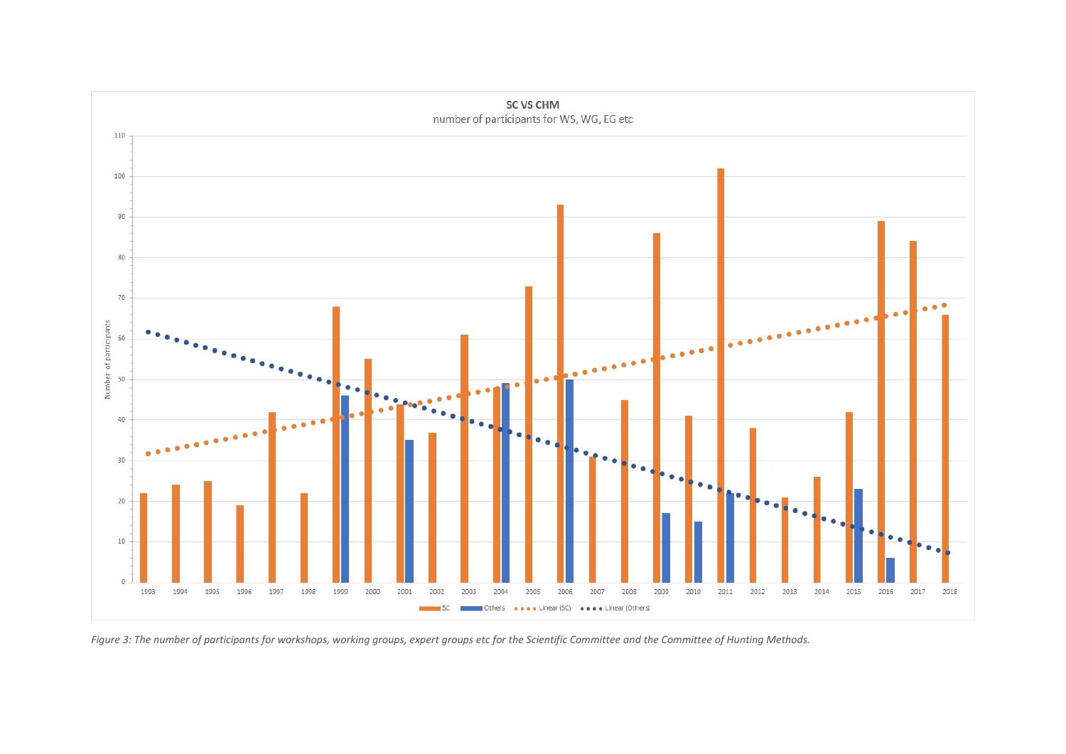SC VS CHM

number of participants for WS, WG, EG etc

Number of participants

110
100
90
80
70
60
50
40
30
20
10
0

1993 1994 1995 1996 1997 1998 1999 2000 2001 2002 2003 2004 2005 2006 2007 2008 2009 2010 2011 2012 2013 2014 2015 2016 2017 2018

SC Others Linear (SC) Linear (Others)

*Figure 3: The number of participants for workshops, working groups, expert groups etc for the Scientific Committee and the Committee of Hunting Methods.*